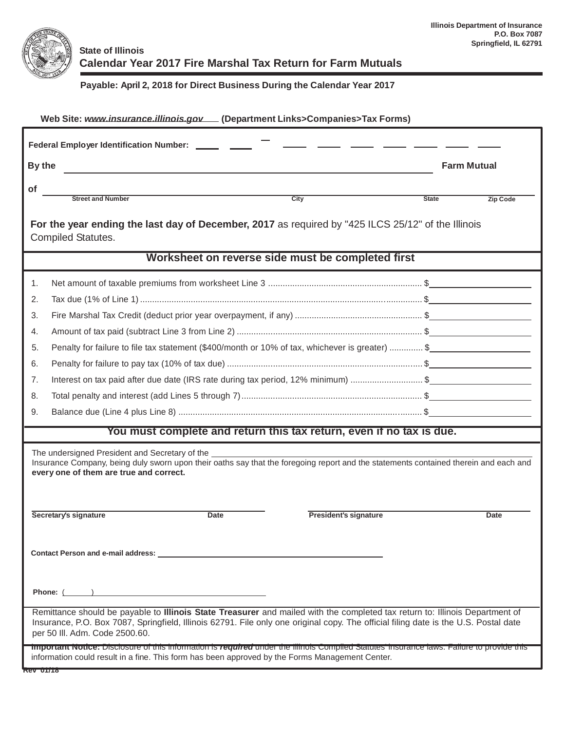Illinois Department of Insurance
P.O. Box 7087
Springfield, IL 62791

State of Illinois

# Calendar Year 2017 Fire Marshal Tax Return for Farm Mutuals

**Payable: April 2, 2018 for Direct Business During the Calendar Year 2017**

**Web Site: *www.insurance.illinois.gov* (Department Links>Companies>Tax Forms)**

**Federal Employer Identification Number:** ____ ____ – ____ ____ ____ ____ ____ ____ ____

**By the** ______________________________________________ **Farm Mutual**

**of** ______________________________________________
Street and Number | City | State | Zip Code

**For the year ending the last day of December, 2017** as required by "425 ILCS 25/12" of the Illinois Compiled Statutes.

**Worksheet on reverse side must be completed first**

1. Net amount of taxable premiums from worksheet Line 3 ............ $__________
2. Tax due (1% of Line 1) ............ $__________
3. Fire Marshal Tax Credit (deduct prior year overpayment, if any) ............ $__________
4. Amount of tax paid (subtract Line 3 from Line 2) ............ $__________
5. Penalty for failure to file tax statement ($400/month or 10% of tax, whichever is greater) ............ $__________
6. Penalty for failure to pay tax (10% of tax due) ............ $__________
7. Interest on tax paid after due date (IRS rate during tax period, 12% minimum) ............ $__________
8. Total penalty and interest (add Lines 5 through 7) ............ $__________
9. Balance due (Line 4 plus Line 8) ............ $__________

**You must complete and return this tax return, even if no tax is due.**

The undersigned President and Secretary of the ______________________________ Insurance Company, being duly sworn upon their oaths say that the foregoing report and the statements contained therein and each and **every one of them are true and correct.**

______________________________ ______________________________
**Secretary's signature** **Date** **President's signature** **Date**

**Contact Person and e-mail address:** ______________________________

**Phone:** ( ) ______________________________

Remittance should be payable to **Illinois State Treasurer** and mailed with the completed tax return to: Illinois Department of Insurance, P.O. Box 7087, Springfield, Illinois 62791. File only one original copy. The official filing date is the U.S. Postal date per 50 Ill. Adm. Code 2500.60.

**Important Notice:** Disclosure of this information is ***required*** under the Illinois Compiled Statutes' insurance laws. Failure to provide this information could result in a fine. This form has been approved by the Forms Management Center.

Rev 01/18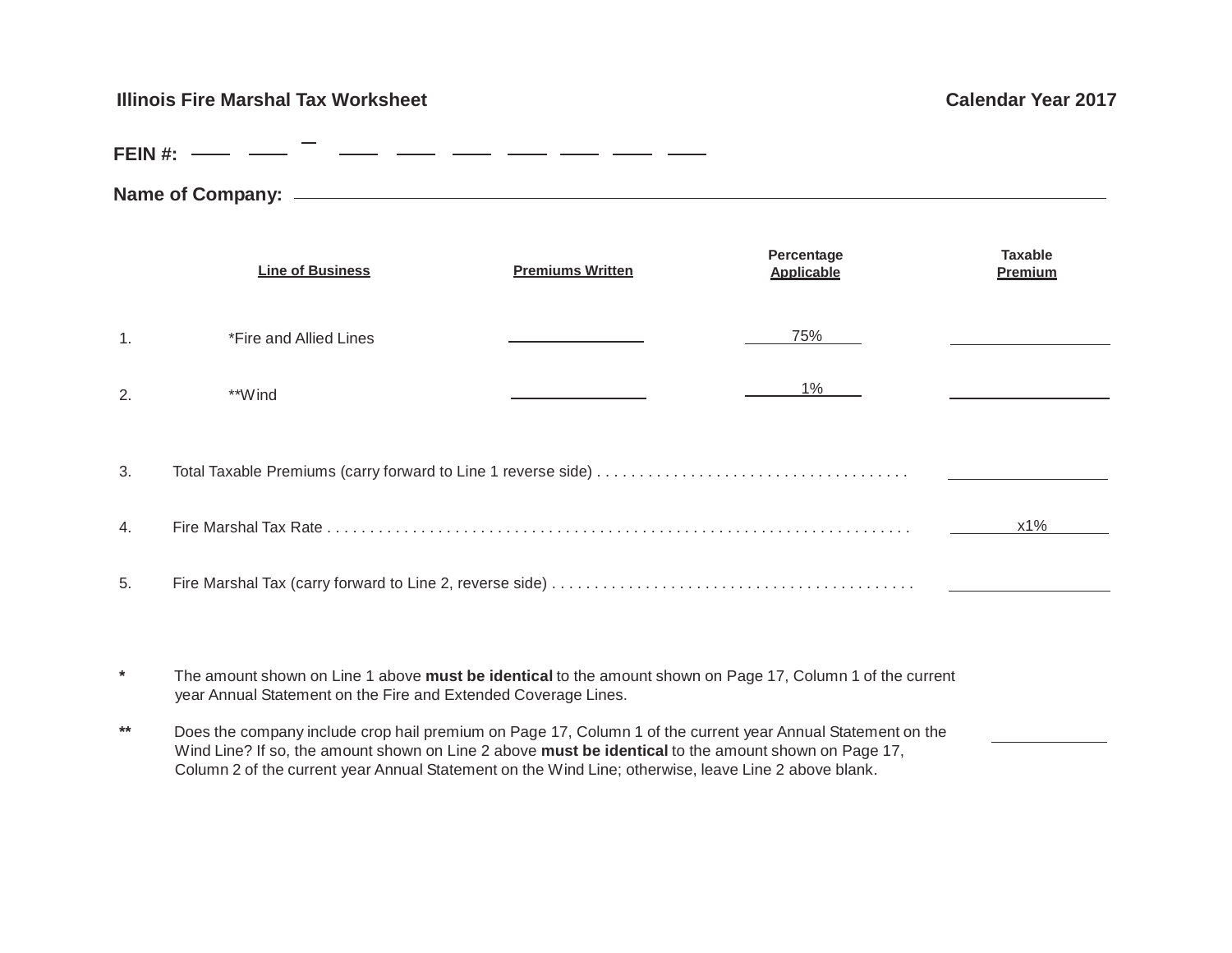**Illinois Fire Marshal Tax Worksheet** **Calendar Year 2017**

**FEIN #:** ____ ____ - ____ ____ ____ ____ ____ ____ ____

**Name of Company:** ______________________________

| | Line of Business | Premiums Written | Percentage Applicable | Taxable Premium |
|---|---|---|---|---|
| 1. | *Fire and Allied Lines | | 75% | |
| 2. | **Wind | | 1% | |

3. Total Taxable Premiums (carry forward to Line 1 reverse side) . . . . . . . . . . . . . . . . . . . . . . . . . . . . . . . . . . . . . ____________

4. Fire Marshal Tax Rate . . . . . . . . . . . . . . . . . . . . . . . . . . . . . . . . . . . . . . . . . . . . . . . . . . . . . . . . . . . . . . . . . . . . x1%

5. Fire Marshal Tax (carry forward to Line 2, reverse side) . . . . . . . . . . . . . . . . . . . . . . . . . . . . . . . . . . . . . . . . . . . ____________

\* The amount shown on Line 1 above **must be identical** to the amount shown on Page 17, Column 1 of the current year Annual Statement on the Fire and Extended Coverage Lines.

\** Does the company include crop hail premium on Page 17, Column 1 of the current year Annual Statement on the Wind Line? If so, the amount shown on Line 2 above **must be identical** to the amount shown on Page 17, Column 2 of the current year Annual Statement on the Wind Line; otherwise, leave Line 2 above blank. ____________